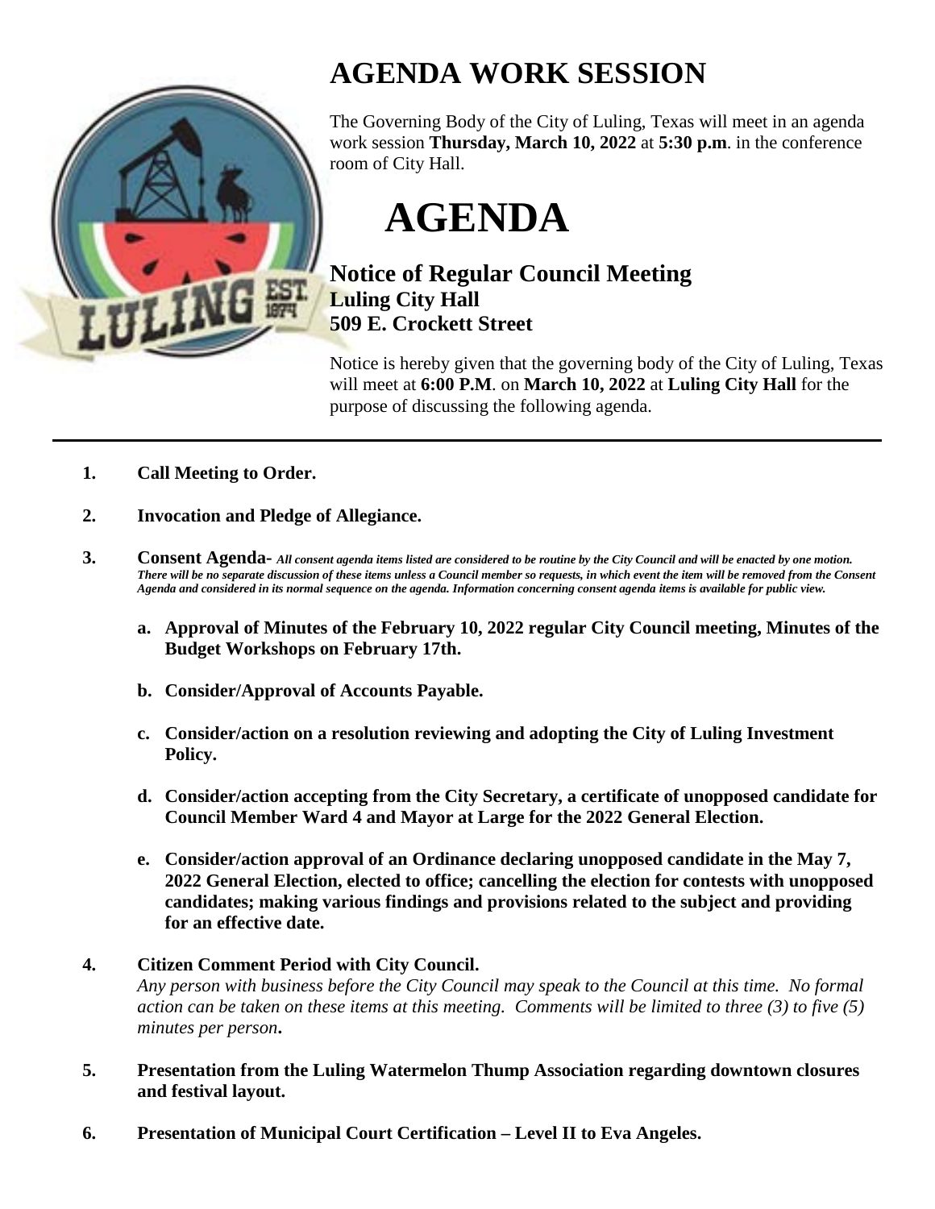# AGENDA WORK SESSION

The Governing Body of the City of Luling, Texas will meet in an agenda work session **Thursday, March 10, 2022** at **5:30 p.m**. in the conference room of City Hall.

# AGENDA

## Notice of Regular Council Meeting
### Luling City Hall
### 509 E. Crockett Street

Notice is hereby given that the governing body of the City of Luling, Texas will meet at **6:00 P.M**. on **March 10, 2022** at **Luling City Hall** for the purpose of discussing the following agenda.

---

1. **Call Meeting to Order.**

2. **Invocation and Pledge of Allegiance.**

3. **Consent Agenda-** ***All consent agenda items listed are considered to be routine by the City Council and will be enacted by one motion. There will be no separate discussion of these items unless a Council member so requests, in which event the item will be removed from the Consent Agenda and considered in its normal sequence on the agenda. Information concerning consent agenda items is available for public view.***

   a. **Approval of Minutes of the February 10, 2022 regular City Council meeting, Minutes of the Budget Workshops on February 17th.**

   b. **Consider/Approval of Accounts Payable.**

   c. **Consider/action on a resolution reviewing and adopting the City of Luling Investment Policy.**

   d. **Consider/action accepting from the City Secretary, a certificate of unopposed candidate for Council Member Ward 4 and Mayor at Large for the 2022 General Election.**

   e. **Consider/action approval of an Ordinance declaring unopposed candidate in the May 7, 2022 General Election, elected to office; cancelling the election for contests with unopposed candidates; making various findings and provisions related to the subject and providing for an effective date.**

4. **Citizen Comment Period with City Council.**
   *Any person with business before the City Council may speak to the Council at this time. No formal action can be taken on these items at this meeting. Comments will be limited to three (3) to five (5) minutes per person***.**

5. **Presentation from the Luling Watermelon Thump Association regarding downtown closures and festival layout.**

6. **Presentation of Municipal Court Certification – Level II to Eva Angeles.**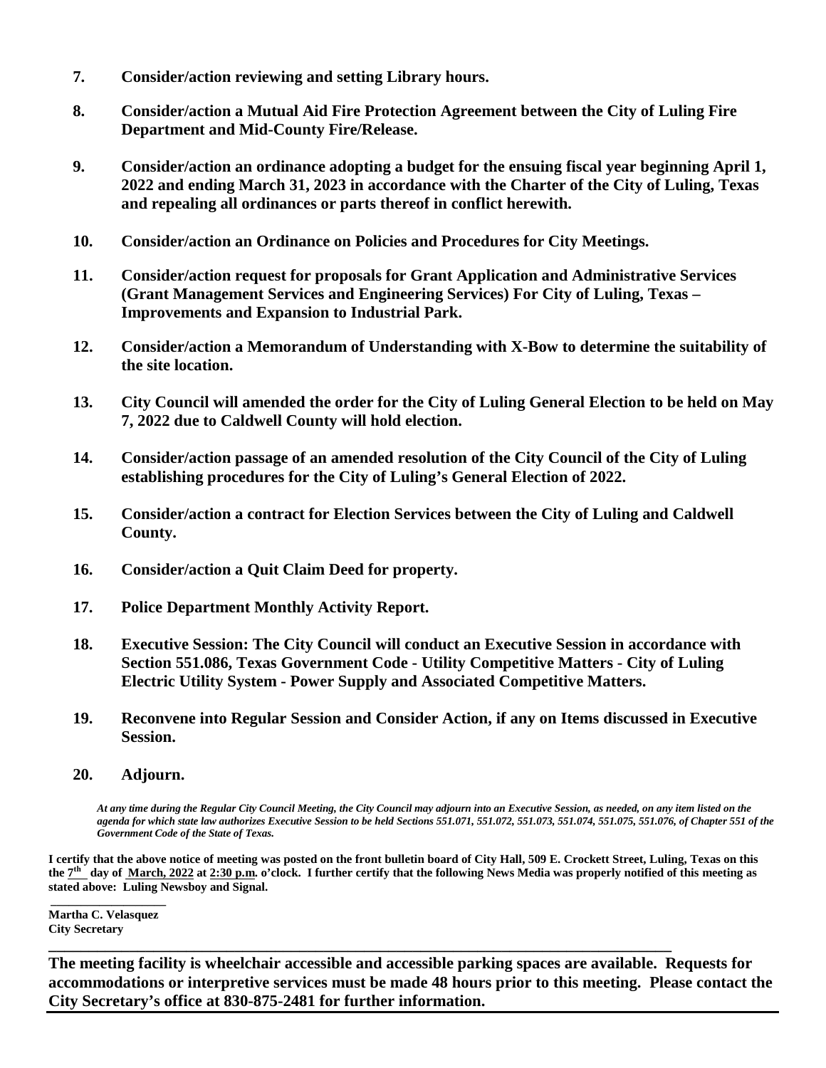**7. Consider/action reviewing and setting Library hours.**

**8. Consider/action a Mutual Aid Fire Protection Agreement between the City of Luling Fire Department and Mid-County Fire/Release.**

**9. Consider/action an ordinance adopting a budget for the ensuing fiscal year beginning April 1, 2022 and ending March 31, 2023 in accordance with the Charter of the City of Luling, Texas and repealing all ordinances or parts thereof in conflict herewith.**

**10. Consider/action an Ordinance on Policies and Procedures for City Meetings.**

**11. Consider/action request for proposals for Grant Application and Administrative Services (Grant Management Services and Engineering Services) For City of Luling, Texas – Improvements and Expansion to Industrial Park.**

**12. Consider/action a Memorandum of Understanding with X-Bow to determine the suitability of the site location.**

**13. City Council will amended the order for the City of Luling General Election to be held on May 7, 2022 due to Caldwell County will hold election.**

**14. Consider/action passage of an amended resolution of the City Council of the City of Luling establishing procedures for the City of Luling's General Election of 2022.**

**15. Consider/action a contract for Election Services between the City of Luling and Caldwell County.**

**16. Consider/action a Quit Claim Deed for property.**

**17. Police Department Monthly Activity Report.**

**18. Executive Session: The City Council will conduct an Executive Session in accordance with Section 551.086, Texas Government Code - Utility Competitive Matters - City of Luling Electric Utility System - Power Supply and Associated Competitive Matters.**

**19. Reconvene into Regular Session and Consider Action, if any on Items discussed in Executive Session.**

**20. Adjourn.**

***At any time during the Regular City Council Meeting, the City Council may adjourn into an Executive Session, as needed, on any item listed on the agenda for which state law authorizes Executive Session to be held Sections 551.071, 551.072, 551.073, 551.074, 551.075, 551.076, of Chapter 551 of the Government Code of the State of Texas.***

**I certify that the above notice of meeting was posted on the front bulletin board of City Hall, 509 E. Crockett Street, Luling, Texas on this the 7th day of March, 2022 at 2:30 p.m. o'clock. I further certify that the following News Media was properly notified of this meeting as stated above: Luling Newsboy and Signal.**

**\_\_\_\_\_\_\_\_\_\_\_\_\_\_\_\_\_\_**
**Martha C. Velasquez**
**City Secretary**

---

**The meeting facility is wheelchair accessible and accessible parking spaces are available. Requests for accommodations or interpretive services must be made 48 hours prior to this meeting. Please contact the City Secretary's office at 830-875-2481 for further information.**